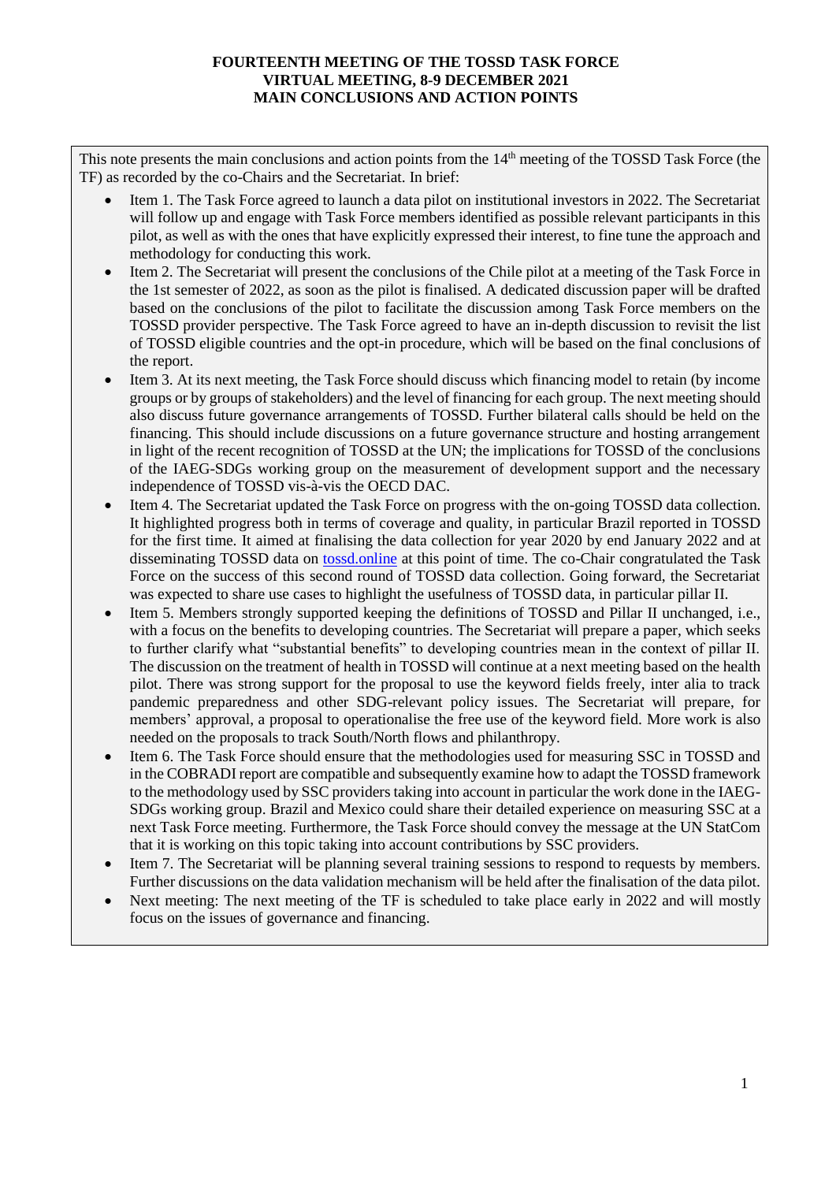**FOURTEENTH MEETING OF THE TOSSD TASK FORCE**
**VIRTUAL MEETING, 8-9 DECEMBER 2021**
**MAIN CONCLUSIONS AND ACTION POINTS**

This note presents the main conclusions and action points from the 14th meeting of the TOSSD Task Force (the TF) as recorded by the co-Chairs and the Secretariat. In brief:

- Item 1. The Task Force agreed to launch a data pilot on institutional investors in 2022. The Secretariat will follow up and engage with Task Force members identified as possible relevant participants in this pilot, as well as with the ones that have explicitly expressed their interest, to fine tune the approach and methodology for conducting this work.
- Item 2. The Secretariat will present the conclusions of the Chile pilot at a meeting of the Task Force in the 1st semester of 2022, as soon as the pilot is finalised. A dedicated discussion paper will be drafted based on the conclusions of the pilot to facilitate the discussion among Task Force members on the TOSSD provider perspective. The Task Force agreed to have an in-depth discussion to revisit the list of TOSSD eligible countries and the opt-in procedure, which will be based on the final conclusions of the report.
- Item 3. At its next meeting, the Task Force should discuss which financing model to retain (by income groups or by groups of stakeholders) and the level of financing for each group. The next meeting should also discuss future governance arrangements of TOSSD. Further bilateral calls should be held on the financing. This should include discussions on a future governance structure and hosting arrangement in light of the recent recognition of TOSSD at the UN; the implications for TOSSD of the conclusions of the IAEG-SDGs working group on the measurement of development support and the necessary independence of TOSSD vis-à-vis the OECD DAC.
- Item 4. The Secretariat updated the Task Force on progress with the on-going TOSSD data collection. It highlighted progress both in terms of coverage and quality, in particular Brazil reported in TOSSD for the first time. It aimed at finalising the data collection for year 2020 by end January 2022 and at disseminating TOSSD data on [tossd.online](tossd.online) at this point of time. The co-Chair congratulated the Task Force on the success of this second round of TOSSD data collection. Going forward, the Secretariat was expected to share use cases to highlight the usefulness of TOSSD data, in particular pillar II.
- Item 5. Members strongly supported keeping the definitions of TOSSD and Pillar II unchanged, i.e., with a focus on the benefits to developing countries. The Secretariat will prepare a paper, which seeks to further clarify what "substantial benefits" to developing countries mean in the context of pillar II. The discussion on the treatment of health in TOSSD will continue at a next meeting based on the health pilot. There was strong support for the proposal to use the keyword fields freely, inter alia to track pandemic preparedness and other SDG-relevant policy issues. The Secretariat will prepare, for members' approval, a proposal to operationalise the free use of the keyword field. More work is also needed on the proposals to track South/North flows and philanthropy.
- Item 6. The Task Force should ensure that the methodologies used for measuring SSC in TOSSD and in the COBRADI report are compatible and subsequently examine how to adapt the TOSSD framework to the methodology used by SSC providers taking into account in particular the work done in the IAEG-SDGs working group. Brazil and Mexico could share their detailed experience on measuring SSC at a next Task Force meeting. Furthermore, the Task Force should convey the message at the UN StatCom that it is working on this topic taking into account contributions by SSC providers.
- Item 7. The Secretariat will be planning several training sessions to respond to requests by members. Further discussions on the data validation mechanism will be held after the finalisation of the data pilot.
- Next meeting: The next meeting of the TF is scheduled to take place early in 2022 and will mostly focus on the issues of governance and financing.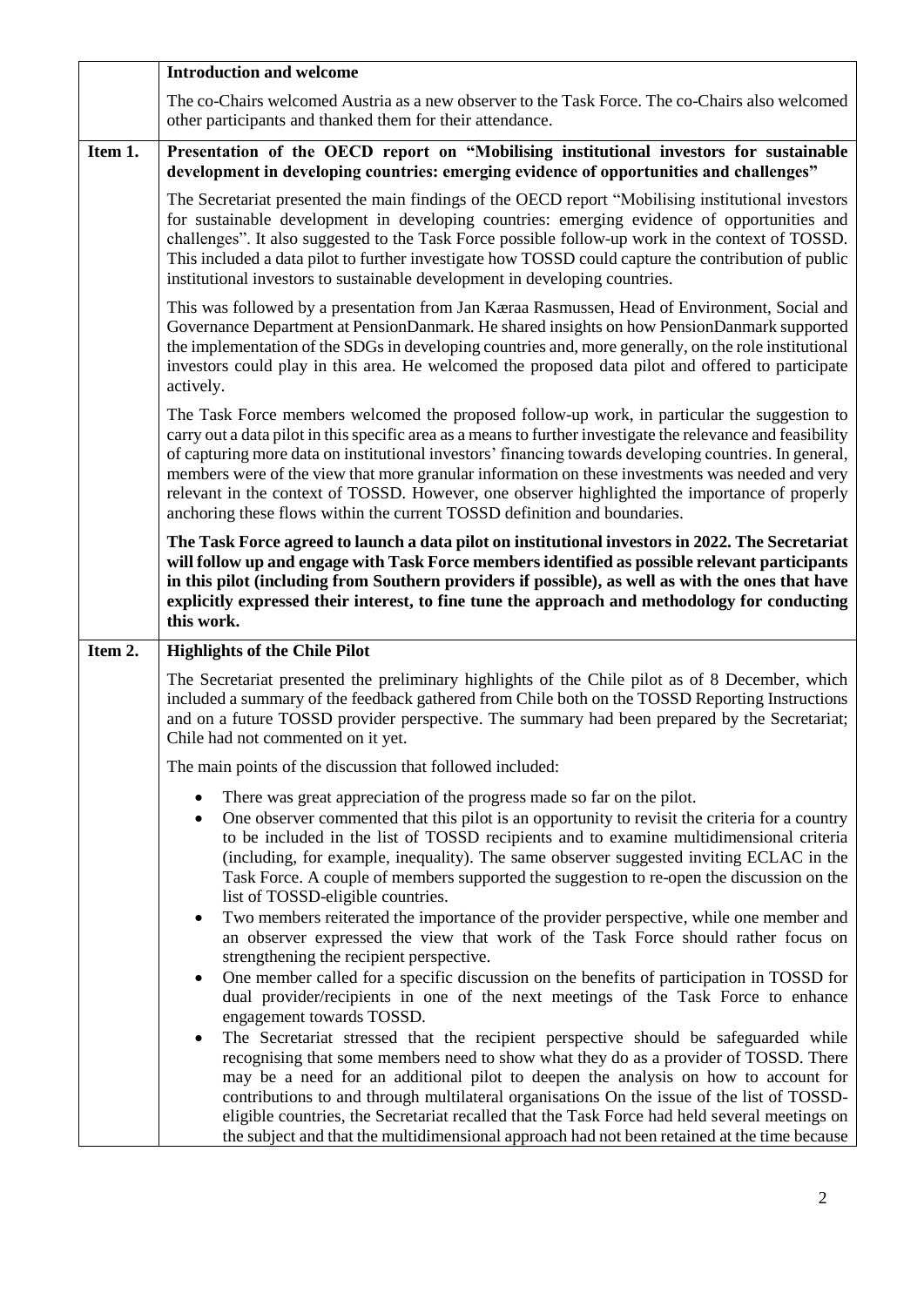| | |
|---|---|
| | **Introduction and welcome**<br><br>The co-Chairs welcomed Austria as a new observer to the Task Force. The co-Chairs also welcomed other participants and thanked them for their attendance. |
| **Item 1.** | **Presentation of the OECD report on "Mobilising institutional investors for sustainable development in developing countries: emerging evidence of opportunities and challenges"**<br><br>The Secretariat presented the main findings of the OECD report "Mobilising institutional investors for sustainable development in developing countries: emerging evidence of opportunities and challenges". It also suggested to the Task Force possible follow-up work in the context of TOSSD. This included a data pilot to further investigate how TOSSD could capture the contribution of public institutional investors to sustainable development in developing countries.<br><br>This was followed by a presentation from Jan Kæraa Rasmussen, Head of Environment, Social and Governance Department at PensionDanmark. He shared insights on how PensionDanmark supported the implementation of the SDGs in developing countries and, more generally, on the role institutional investors could play in this area. He welcomed the proposed data pilot and offered to participate actively.<br><br>The Task Force members welcomed the proposed follow-up work, in particular the suggestion to carry out a data pilot in this specific area as a means to further investigate the relevance and feasibility of capturing more data on institutional investors' financing towards developing countries. In general, members were of the view that more granular information on these investments was needed and very relevant in the context of TOSSD. However, one observer highlighted the importance of properly anchoring these flows within the current TOSSD definition and boundaries.<br><br>**The Task Force agreed to launch a data pilot on institutional investors in 2022. The Secretariat will follow up and engage with Task Force members identified as possible relevant participants in this pilot (including from Southern providers if possible), as well as with the ones that have explicitly expressed their interest, to fine tune the approach and methodology for conducting this work.** |
| **Item 2.** | **Highlights of the Chile Pilot**<br><br>The Secretariat presented the preliminary highlights of the Chile pilot as of 8 December, which included a summary of the feedback gathered from Chile both on the TOSSD Reporting Instructions and on a future TOSSD provider perspective. The summary had been prepared by the Secretariat; Chile had not commented on it yet.<br><br>The main points of the discussion that followed included:<br><br>• There was great appreciation of the progress made so far on the pilot.<br>• One observer commented that this pilot is an opportunity to revisit the criteria for a country to be included in the list of TOSSD recipients and to examine multidimensional criteria (including, for example, inequality). The same observer suggested inviting ECLAC in the Task Force. A couple of members supported the suggestion to re-open the discussion on the list of TOSSD-eligible countries.<br>• Two members reiterated the importance of the provider perspective, while one member and an observer expressed the view that work of the Task Force should rather focus on strengthening the recipient perspective.<br>• One member called for a specific discussion on the benefits of participation in TOSSD for dual provider/recipients in one of the next meetings of the Task Force to enhance engagement towards TOSSD.<br>• The Secretariat stressed that the recipient perspective should be safeguarded while recognising that some members need to show what they do as a provider of TOSSD. There may be a need for an additional pilot to deepen the analysis on how to account for contributions to and through multilateral organisations On the issue of the list of TOSSD-eligible countries, the Secretariat recalled that the Task Force had held several meetings on the subject and that the multidimensional approach had not been retained at the time because |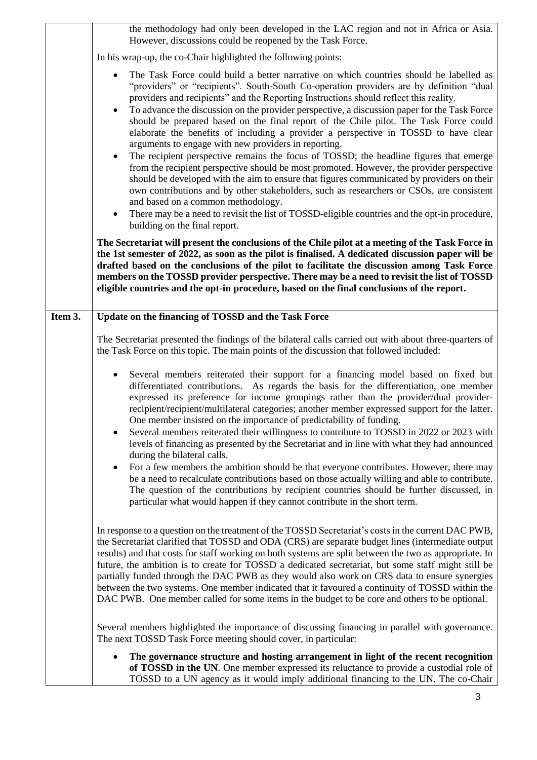the methodology had only been developed in the LAC region and not in Africa or Asia. However, discussions could be reopened by the Task Force.

In his wrap-up, the co-Chair highlighted the following points:

- The Task Force could build a better narrative on which countries should be labelled as "providers" or "recipients". South-South Co-operation providers are by definition "dual providers and recipients" and the Reporting Instructions should reflect this reality.
- To advance the discussion on the provider perspective, a discussion paper for the Task Force should be prepared based on the final report of the Chile pilot. The Task Force could elaborate the benefits of including a provider a perspective in TOSSD to have clear arguments to engage with new providers in reporting.
- The recipient perspective remains the focus of TOSSD; the headline figures that emerge from the recipient perspective should be most promoted. However, the provider perspective should be developed with the aim to ensure that figures communicated by providers on their own contributions and by other stakeholders, such as researchers or CSOs, are consistent and based on a common methodology.
- There may be a need to revisit the list of TOSSD-eligible countries and the opt-in procedure, building on the final report.

**The Secretariat will present the conclusions of the Chile pilot at a meeting of the Task Force in the 1st semester of 2022, as soon as the pilot is finalised. A dedicated discussion paper will be drafted based on the conclusions of the pilot to facilitate the discussion among Task Force members on the TOSSD provider perspective. There may be a need to revisit the list of TOSSD eligible countries and the opt-in procedure, based on the final conclusions of the report.**

## Item 3. Update on the financing of TOSSD and the Task Force

The Secretariat presented the findings of the bilateral calls carried out with about three-quarters of the Task Force on this topic. The main points of the discussion that followed included:

- Several members reiterated their support for a financing model based on fixed but differentiated contributions. As regards the basis for the differentiation, one member expressed its preference for income groupings rather than the provider/dual provider-recipient/recipient/multilateral categories; another member expressed support for the latter. One member insisted on the importance of predictability of funding.
- Several members reiterated their willingness to contribute to TOSSD in 2022 or 2023 with levels of financing as presented by the Secretariat and in line with what they had announced during the bilateral calls.
- For a few members the ambition should be that everyone contributes. However, there may be a need to recalculate contributions based on those actually willing and able to contribute. The question of the contributions by recipient countries should be further discussed, in particular what would happen if they cannot contribute in the short term.

In response to a question on the treatment of the TOSSD Secretariat's costs in the current DAC PWB, the Secretariat clarified that TOSSD and ODA (CRS) are separate budget lines (intermediate output results) and that costs for staff working on both systems are split between the two as appropriate. In future, the ambition is to create for TOSSD a dedicated secretariat, but some staff might still be partially funded through the DAC PWB as they would also work on CRS data to ensure synergies between the two systems. One member indicated that it favoured a continuity of TOSSD within the DAC PWB. One member called for some items in the budget to be core and others to be optional.

Several members highlighted the importance of discussing financing in parallel with governance. The next TOSSD Task Force meeting should cover, in particular:

- **The governance structure and hosting arrangement in light of the recent recognition of TOSSD in the UN**. One member expressed its reluctance to provide a custodial role of TOSSD to a UN agency as it would imply additional financing to the UN. The co-Chair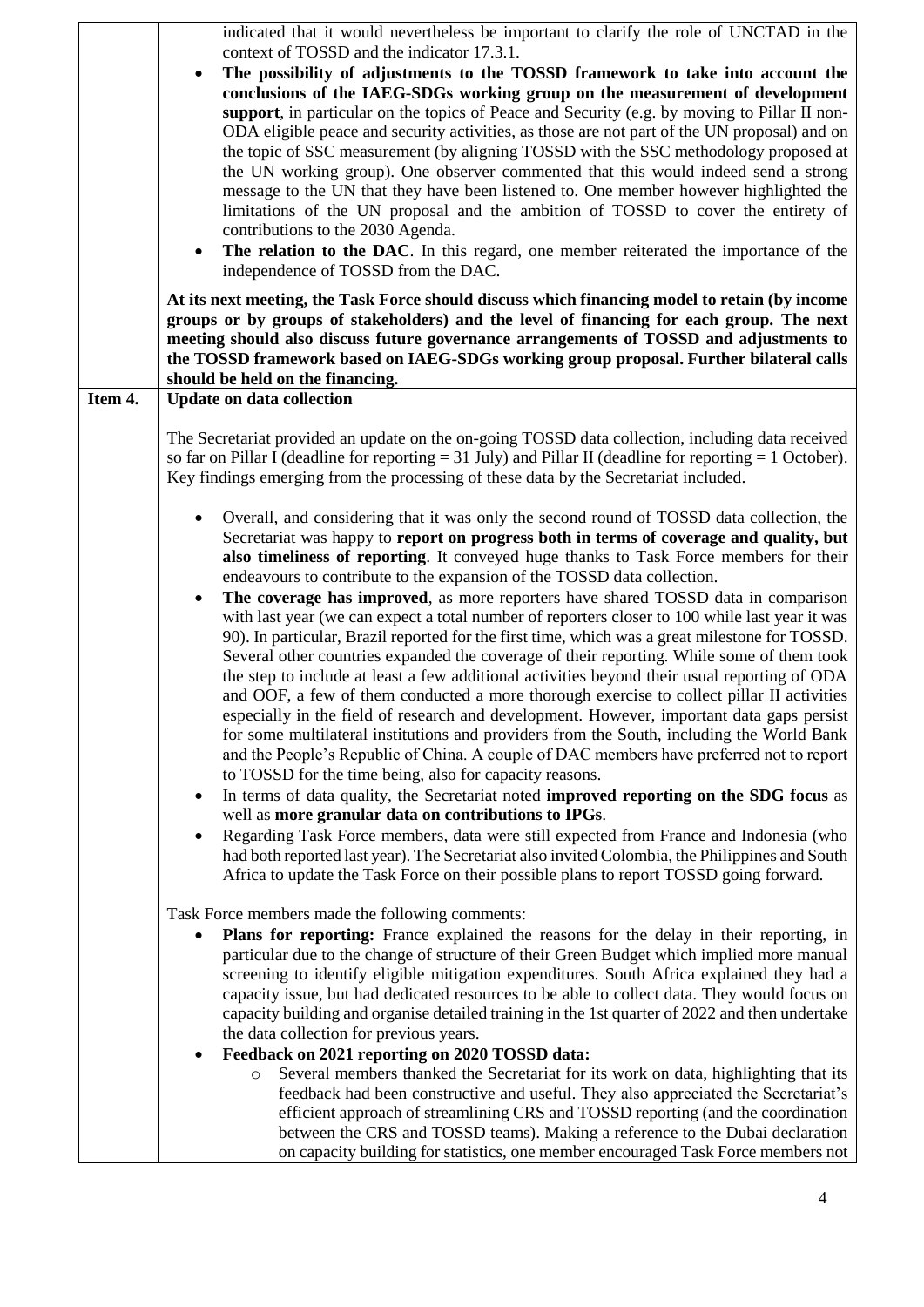| | |
|---|---|
| | indicated that it would nevertheless be important to clarify the role of UNCTAD in the context of TOSSD and the indicator 17.3.1.<br>• **The possibility of adjustments to the TOSSD framework to take into account the conclusions of the IAEG-SDGs working group on the measurement of development support**, in particular on the topics of Peace and Security (e.g. by moving to Pillar II non-ODA eligible peace and security activities, as those are not part of the UN proposal) and on the topic of SSC measurement (by aligning TOSSD with the SSC methodology proposed at the UN working group). One observer commented that this would indeed send a strong message to the UN that they have been listened to. One member however highlighted the limitations of the UN proposal and the ambition of TOSSD to cover the entirety of contributions to the 2030 Agenda.<br>• **The relation to the DAC**. In this regard, one member reiterated the importance of the independence of TOSSD from the DAC.<br><br>**At its next meeting, the Task Force should discuss which financing model to retain (by income groups or by groups of stakeholders) and the level of financing for each group. The next meeting should also discuss future governance arrangements of TOSSD and adjustments to the TOSSD framework based on IAEG-SDGs working group proposal. Further bilateral calls should be held on the financing.** |
| **Item 4.** | **Update on data collection**<br><br>The Secretariat provided an update on the on-going TOSSD data collection, including data received so far on Pillar I (deadline for reporting = 31 July) and Pillar II (deadline for reporting = 1 October). Key findings emerging from the processing of these data by the Secretariat included.<br><br>• Overall, and considering that it was only the second round of TOSSD data collection, the Secretariat was happy to **report on progress both in terms of coverage and quality, but also timeliness of reporting**. It conveyed huge thanks to Task Force members for their endeavours to contribute to the expansion of the TOSSD data collection.<br>• **The coverage has improved**, as more reporters have shared TOSSD data in comparison with last year (we can expect a total number of reporters closer to 100 while last year it was 90). In particular, Brazil reported for the first time, which was a great milestone for TOSSD. Several other countries expanded the coverage of their reporting. While some of them took the step to include at least a few additional activities beyond their usual reporting of ODA and OOF, a few of them conducted a more thorough exercise to collect pillar II activities especially in the field of research and development. However, important data gaps persist for some multilateral institutions and providers from the South, including the World Bank and the People's Republic of China. A couple of DAC members have preferred not to report to TOSSD for the time being, also for capacity reasons.<br>• In terms of data quality, the Secretariat noted **improved reporting on the SDG focus** as well as **more granular data on contributions to IPGs**.<br>• Regarding Task Force members, data were still expected from France and Indonesia (who had both reported last year). The Secretariat also invited Colombia, the Philippines and South Africa to update the Task Force on their possible plans to report TOSSD going forward.<br><br>Task Force members made the following comments:<br>• **Plans for reporting:** France explained the reasons for the delay in their reporting, in particular due to the change of structure of their Green Budget which implied more manual screening to identify eligible mitigation expenditures. South Africa explained they had a capacity issue, but had dedicated resources to be able to collect data. They would focus on capacity building and organise detailed training in the 1st quarter of 2022 and then undertake the data collection for previous years.<br>• **Feedback on 2021 reporting on 2020 TOSSD data:**<br>&nbsp;&nbsp;&nbsp;&nbsp;○ Several members thanked the Secretariat for its work on data, highlighting that its feedback had been constructive and useful. They also appreciated the Secretariat's efficient approach of streamlining CRS and TOSSD reporting (and the coordination between the CRS and TOSSD teams). Making a reference to the Dubai declaration on capacity building for statistics, one member encouraged Task Force members not |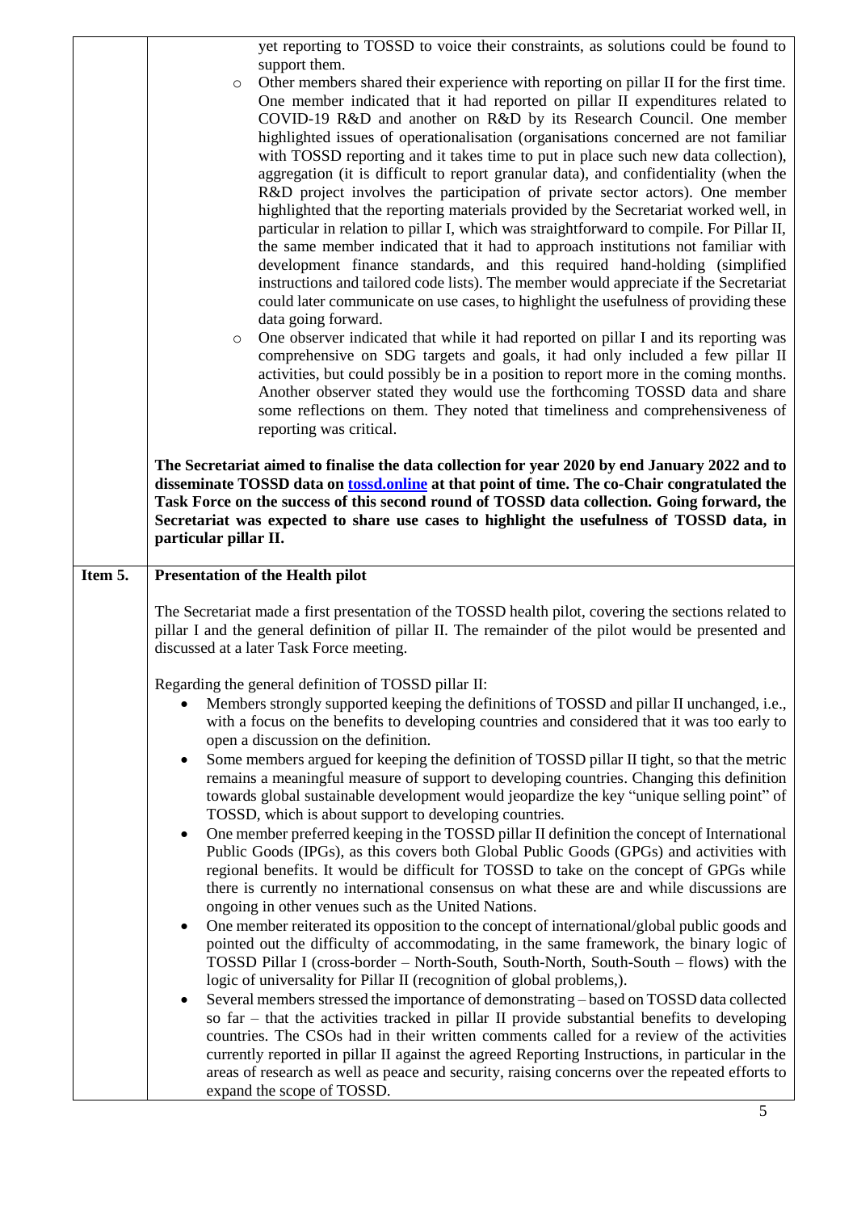| | |
|---|---|
| | yet reporting to TOSSD to voice their constraints, as solutions could be found to support them.<br>◦ Other members shared their experience with reporting on pillar II for the first time. One member indicated that it had reported on pillar II expenditures related to COVID-19 R&D and another on R&D by its Research Council. One member highlighted issues of operationalisation (organisations concerned are not familiar with TOSSD reporting and it takes time to put in place such new data collection), aggregation (it is difficult to report granular data), and confidentiality (when the R&D project involves the participation of private sector actors). One member highlighted that the reporting materials provided by the Secretariat worked well, in particular in relation to pillar I, which was straightforward to compile. For Pillar II, the same member indicated that it had to approach institutions not familiar with development finance standards, and this required hand-holding (simplified instructions and tailored code lists). The member would appreciate if the Secretariat could later communicate on use cases, to highlight the usefulness of providing these data going forward.<br>◦ One observer indicated that while it had reported on pillar I and its reporting was comprehensive on SDG targets and goals, it had only included a few pillar II activities, but could possibly be in a position to report more in the coming months. Another observer stated they would use the forthcoming TOSSD data and share some reflections on them. They noted that timeliness and comprehensiveness of reporting was critical.<br><br>**The Secretariat aimed to finalise the data collection for year 2020 by end January 2022 and to disseminate TOSSD data on [tossd.online](tossd.online) at that point of time. The co-Chair congratulated the Task Force on the success of this second round of TOSSD data collection. Going forward, the Secretariat was expected to share use cases to highlight the usefulness of TOSSD data, in particular pillar II.** |
| **Item 5.** | **Presentation of the Health pilot**<br><br>The Secretariat made a first presentation of the TOSSD health pilot, covering the sections related to pillar I and the general definition of pillar II. The remainder of the pilot would be presented and discussed at a later Task Force meeting.<br><br>Regarding the general definition of TOSSD pillar II:<br>• Members strongly supported keeping the definitions of TOSSD and pillar II unchanged, i.e., with a focus on the benefits to developing countries and considered that it was too early to open a discussion on the definition.<br>• Some members argued for keeping the definition of TOSSD pillar II tight, so that the metric remains a meaningful measure of support to developing countries. Changing this definition towards global sustainable development would jeopardize the key "unique selling point" of TOSSD, which is about support to developing countries.<br>• One member preferred keeping in the TOSSD pillar II definition the concept of International Public Goods (IPGs), as this covers both Global Public Goods (GPGs) and activities with regional benefits. It would be difficult for TOSSD to take on the concept of GPGs while there is currently no international consensus on what these are and while discussions are ongoing in other venues such as the United Nations.<br>• One member reiterated its opposition to the concept of international/global public goods and pointed out the difficulty of accommodating, in the same framework, the binary logic of TOSSD Pillar I (cross-border – North-South, South-North, South-South – flows) with the logic of universality for Pillar II (recognition of global problems,).<br>• Several members stressed the importance of demonstrating – based on TOSSD data collected so far – that the activities tracked in pillar II provide substantial benefits to developing countries. The CSOs had in their written comments called for a review of the activities currently reported in pillar II against the agreed Reporting Instructions, in particular in the areas of research as well as peace and security, raising concerns over the repeated efforts to expand the scope of TOSSD. |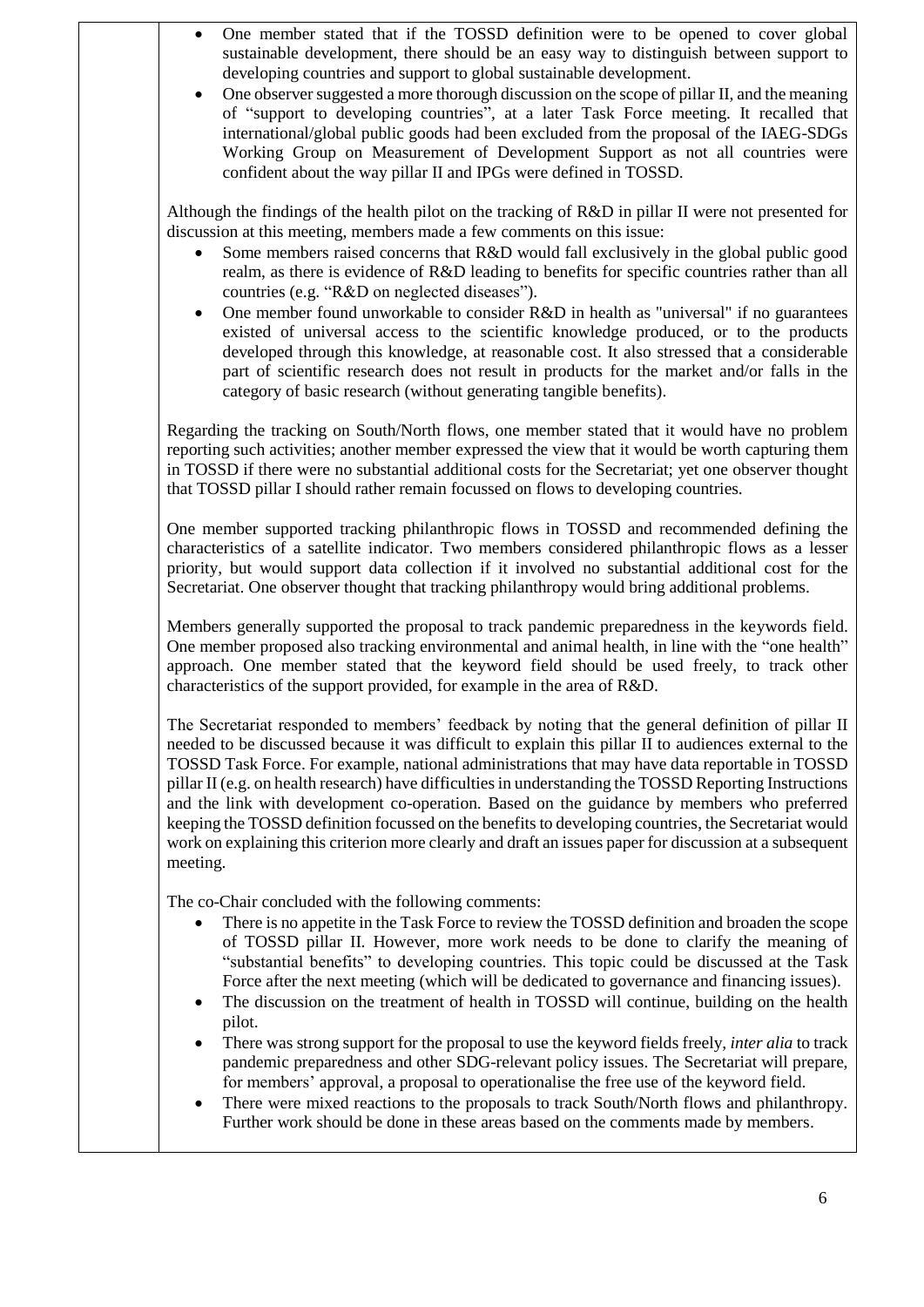- One member stated that if the TOSSD definition were to be opened to cover global sustainable development, there should be an easy way to distinguish between support to developing countries and support to global sustainable development.
- One observer suggested a more thorough discussion on the scope of pillar II, and the meaning of "support to developing countries", at a later Task Force meeting. It recalled that international/global public goods had been excluded from the proposal of the IAEG-SDGs Working Group on Measurement of Development Support as not all countries were confident about the way pillar II and IPGs were defined in TOSSD.

Although the findings of the health pilot on the tracking of R&D in pillar II were not presented for discussion at this meeting, members made a few comments on this issue:

- Some members raised concerns that R&D would fall exclusively in the global public good realm, as there is evidence of R&D leading to benefits for specific countries rather than all countries (e.g. "R&D on neglected diseases").
- One member found unworkable to consider R&D in health as "universal" if no guarantees existed of universal access to the scientific knowledge produced, or to the products developed through this knowledge, at reasonable cost. It also stressed that a considerable part of scientific research does not result in products for the market and/or falls in the category of basic research (without generating tangible benefits).

Regarding the tracking on South/North flows, one member stated that it would have no problem reporting such activities; another member expressed the view that it would be worth capturing them in TOSSD if there were no substantial additional costs for the Secretariat; yet one observer thought that TOSSD pillar I should rather remain focussed on flows to developing countries.

One member supported tracking philanthropic flows in TOSSD and recommended defining the characteristics of a satellite indicator. Two members considered philanthropic flows as a lesser priority, but would support data collection if it involved no substantial additional cost for the Secretariat. One observer thought that tracking philanthropy would bring additional problems.

Members generally supported the proposal to track pandemic preparedness in the keywords field. One member proposed also tracking environmental and animal health, in line with the "one health" approach. One member stated that the keyword field should be used freely, to track other characteristics of the support provided, for example in the area of R&D.

The Secretariat responded to members' feedback by noting that the general definition of pillar II needed to be discussed because it was difficult to explain this pillar II to audiences external to the TOSSD Task Force. For example, national administrations that may have data reportable in TOSSD pillar II (e.g. on health research) have difficulties in understanding the TOSSD Reporting Instructions and the link with development co-operation. Based on the guidance by members who preferred keeping the TOSSD definition focussed on the benefits to developing countries, the Secretariat would work on explaining this criterion more clearly and draft an issues paper for discussion at a subsequent meeting.

The co-Chair concluded with the following comments:

- There is no appetite in the Task Force to review the TOSSD definition and broaden the scope of TOSSD pillar II. However, more work needs to be done to clarify the meaning of "substantial benefits" to developing countries. This topic could be discussed at the Task Force after the next meeting (which will be dedicated to governance and financing issues).
- The discussion on the treatment of health in TOSSD will continue, building on the health pilot.
- There was strong support for the proposal to use the keyword fields freely, *inter alia* to track pandemic preparedness and other SDG-relevant policy issues. The Secretariat will prepare, for members' approval, a proposal to operationalise the free use of the keyword field.
- There were mixed reactions to the proposals to track South/North flows and philanthropy. Further work should be done in these areas based on the comments made by members.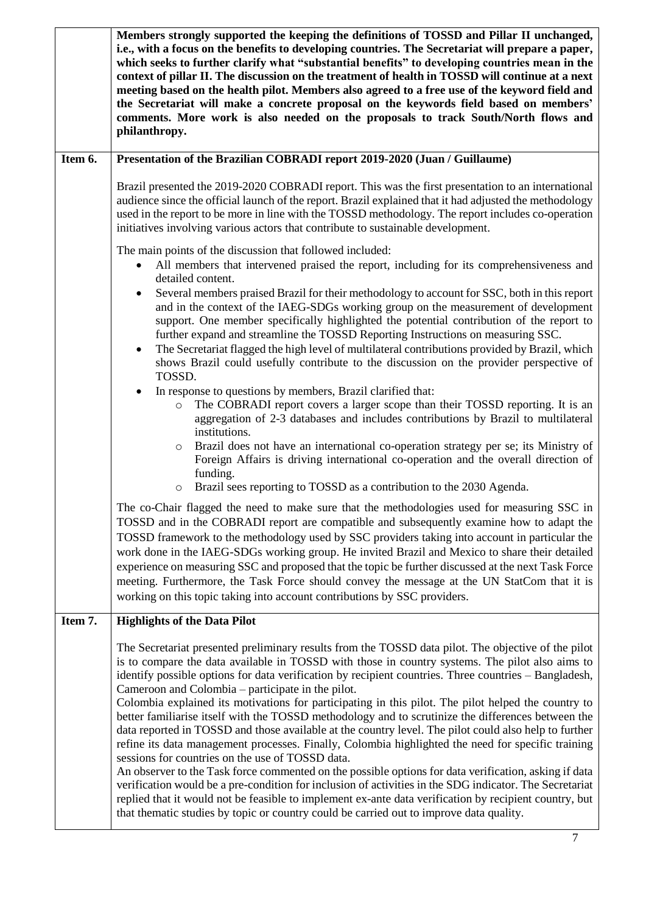| | |
|---|---|
| | **Members strongly supported the keeping the definitions of TOSSD and Pillar II unchanged, i.e., with a focus on the benefits to developing countries. The Secretariat will prepare a paper, which seeks to further clarify what "substantial benefits" to developing countries mean in the context of pillar II. The discussion on the treatment of health in TOSSD will continue at a next meeting based on the health pilot. Members also agreed to a free use of the keyword field and the Secretariat will make a concrete proposal on the keywords field based on members' comments. More work is also needed on the proposals to track South/North flows and philanthropy.** |
| **Item 6.** | **Presentation of the Brazilian COBRADI report 2019-2020 (Juan / Guillaume)**<br><br>Brazil presented the 2019-2020 COBRADI report. This was the first presentation to an international audience since the official launch of the report. Brazil explained that it had adjusted the methodology used in the report to be more in line with the TOSSD methodology. The report includes co-operation initiatives involving various actors that contribute to sustainable development.<br><br>The main points of the discussion that followed included:<br>• All members that intervened praised the report, including for its comprehensiveness and detailed content.<br>• Several members praised Brazil for their methodology to account for SSC, both in this report and in the context of the IAEG-SDGs working group on the measurement of development support. One member specifically highlighted the potential contribution of the report to further expand and streamline the TOSSD Reporting Instructions on measuring SSC.<br>• The Secretariat flagged the high level of multilateral contributions provided by Brazil, which shows Brazil could usefully contribute to the discussion on the provider perspective of TOSSD.<br>• In response to questions by members, Brazil clarified that:<br>  ○ The COBRADI report covers a larger scope than their TOSSD reporting. It is an aggregation of 2-3 databases and includes contributions by Brazil to multilateral institutions.<br>  ○ Brazil does not have an international co-operation strategy per se; its Ministry of Foreign Affairs is driving international co-operation and the overall direction of funding.<br>  ○ Brazil sees reporting to TOSSD as a contribution to the 2030 Agenda.<br><br>The co-Chair flagged the need to make sure that the methodologies used for measuring SSC in TOSSD and in the COBRADI report are compatible and subsequently examine how to adapt the TOSSD framework to the methodology used by SSC providers taking into account in particular the work done in the IAEG-SDGs working group. He invited Brazil and Mexico to share their detailed experience on measuring SSC and proposed that the topic be further discussed at the next Task Force meeting. Furthermore, the Task Force should convey the message at the UN StatCom that it is working on this topic taking into account contributions by SSC providers. |
| **Item 7.** | **Highlights of the Data Pilot**<br><br>The Secretariat presented preliminary results from the TOSSD data pilot. The objective of the pilot is to compare the data available in TOSSD with those in country systems. The pilot also aims to identify possible options for data verification by recipient countries. Three countries – Bangladesh, Cameroon and Colombia – participate in the pilot.<br>Colombia explained its motivations for participating in this pilot. The pilot helped the country to better familiarise itself with the TOSSD methodology and to scrutinize the differences between the data reported in TOSSD and those available at the country level. The pilot could also help to further refine its data management processes. Finally, Colombia highlighted the need for specific training sessions for countries on the use of TOSSD data.<br>An observer to the Task force commented on the possible options for data verification, asking if data verification would be a pre-condition for inclusion of activities in the SDG indicator. The Secretariat replied that it would not be feasible to implement ex-ante data verification by recipient country, but that thematic studies by topic or country could be carried out to improve data quality. |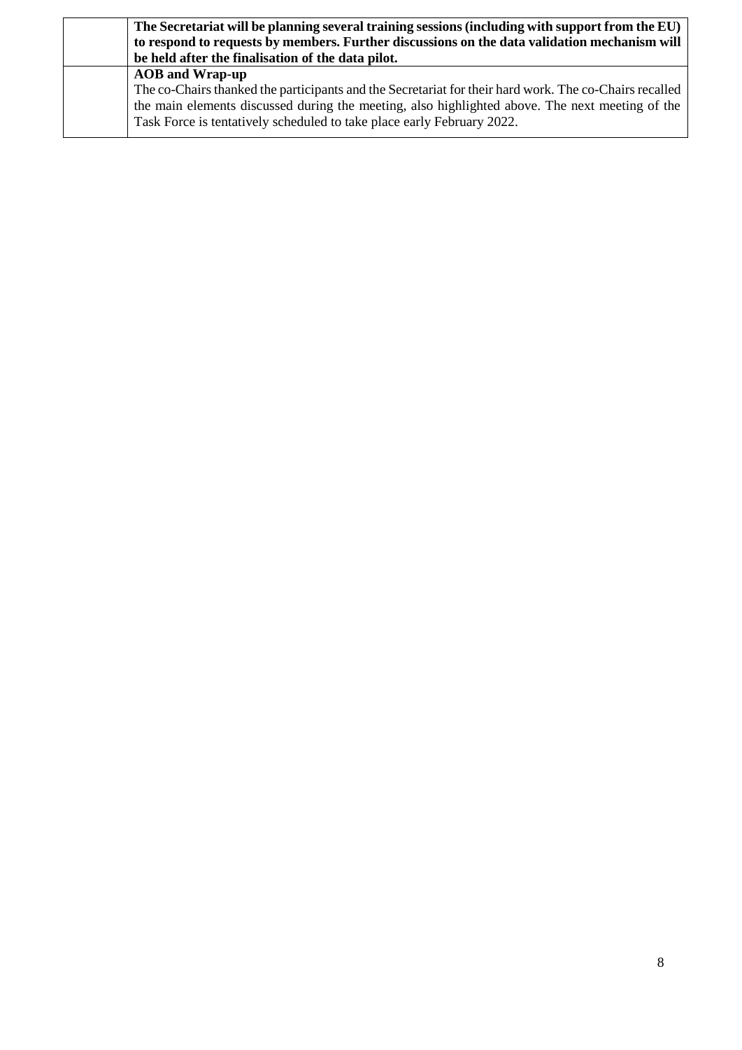| | |
|---|---|
| | **The Secretariat will be planning several training sessions (including with support from the EU) to respond to requests by members. Further discussions on the data validation mechanism will be held after the finalisation of the data pilot.** |
| | **AOB and Wrap-up**<br>The co-Chairs thanked the participants and the Secretariat for their hard work. The co-Chairs recalled the main elements discussed during the meeting, also highlighted above. The next meeting of the Task Force is tentatively scheduled to take place early February 2022. |